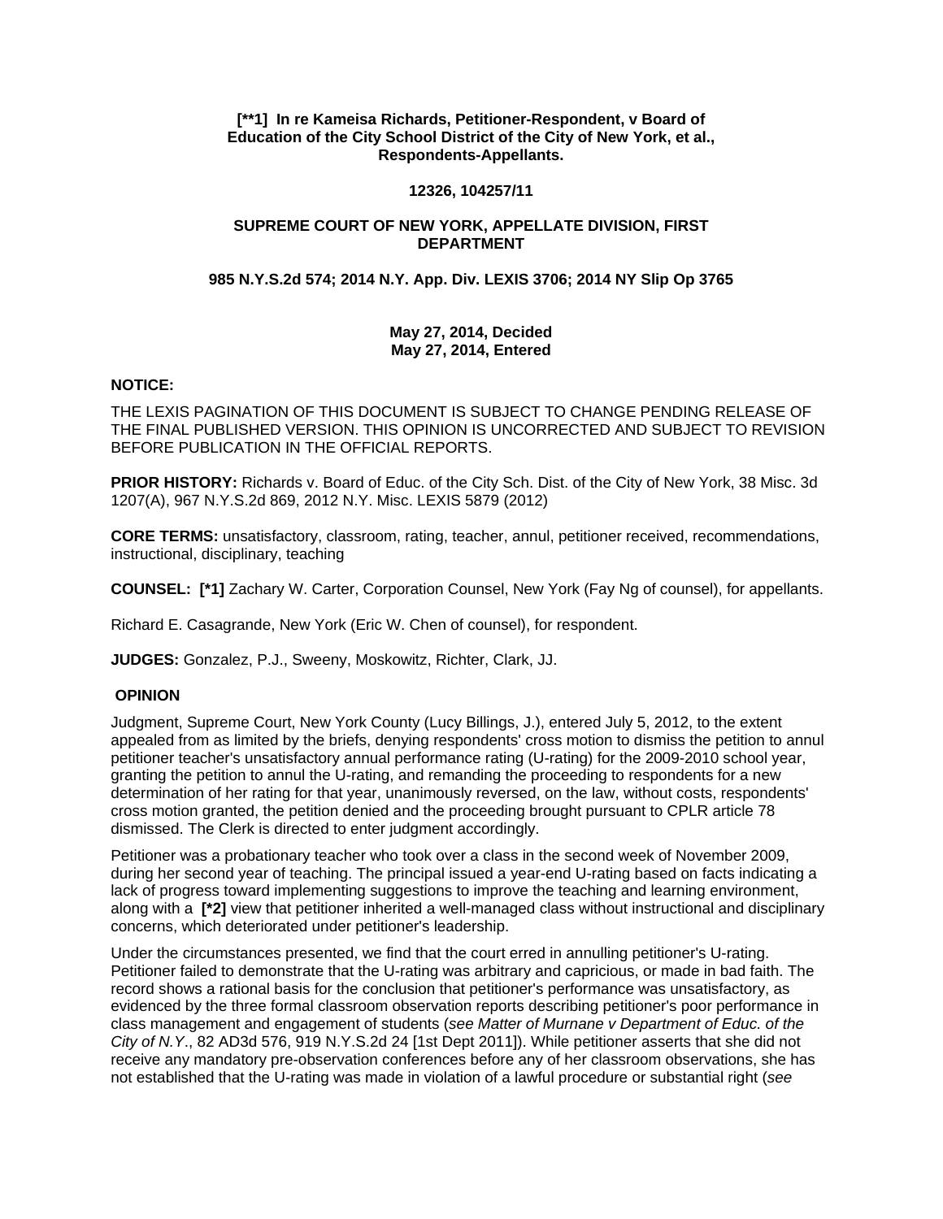**[**1] In re Kameisa Richards, Petitioner-Respondent, v Board of Education of the City School District of the City of New York, et al., Respondents-Appellants.**

**12326, 104257/11**

**SUPREME COURT OF NEW YORK, APPELLATE DIVISION, FIRST DEPARTMENT**

**985 N.Y.S.2d 574; 2014 N.Y. App. Div. LEXIS 3706; 2014 NY Slip Op 3765**

**May 27, 2014, Decided**
**May 27, 2014, Entered**

**NOTICE:**

THE LEXIS PAGINATION OF THIS DOCUMENT IS SUBJECT TO CHANGE PENDING RELEASE OF THE FINAL PUBLISHED VERSION. THIS OPINION IS UNCORRECTED AND SUBJECT TO REVISION BEFORE PUBLICATION IN THE OFFICIAL REPORTS.

**PRIOR HISTORY:** Richards v. Board of Educ. of the City Sch. Dist. of the City of New York, 38 Misc. 3d 1207(A), 967 N.Y.S.2d 869, 2012 N.Y. Misc. LEXIS 5879 (2012)

**CORE TERMS:** unsatisfactory, classroom, rating, teacher, annul, petitioner received, recommendations, instructional, disciplinary, teaching

**COUNSEL:** **[*1]** Zachary W. Carter, Corporation Counsel, New York (Fay Ng of counsel), for appellants.

Richard E. Casagrande, New York (Eric W. Chen of counsel), for respondent.

**JUDGES:** Gonzalez, P.J., Sweeny, Moskowitz, Richter, Clark, JJ.

**OPINION**

Judgment, Supreme Court, New York County (Lucy Billings, J.), entered July 5, 2012, to the extent appealed from as limited by the briefs, denying respondents' cross motion to dismiss the petition to annul petitioner teacher's unsatisfactory annual performance rating (U-rating) for the 2009-2010 school year, granting the petition to annul the U-rating, and remanding the proceeding to respondents for a new determination of her rating for that year, unanimously reversed, on the law, without costs, respondents' cross motion granted, the petition denied and the proceeding brought pursuant to CPLR article 78 dismissed. The Clerk is directed to enter judgment accordingly.

Petitioner was a probationary teacher who took over a class in the second week of November 2009, during her second year of teaching. The principal issued a year-end U-rating based on facts indicating a lack of progress toward implementing suggestions to improve the teaching and learning environment, along with a **[*2]** view that petitioner inherited a well-managed class without instructional and disciplinary concerns, which deteriorated under petitioner's leadership.

Under the circumstances presented, we find that the court erred in annulling petitioner's U-rating. Petitioner failed to demonstrate that the U-rating was arbitrary and capricious, or made in bad faith. The record shows a rational basis for the conclusion that petitioner's performance was unsatisfactory, as evidenced by the three formal classroom observation reports describing petitioner's poor performance in class management and engagement of students (*see Matter of Murnane v Department of Educ. of the City of N.Y.*, 82 AD3d 576, 919 N.Y.S.2d 24 [1st Dept 2011]). While petitioner asserts that she did not receive any mandatory pre-observation conferences before any of her classroom observations, she has not established that the U-rating was made in violation of a lawful procedure or substantial right (*see*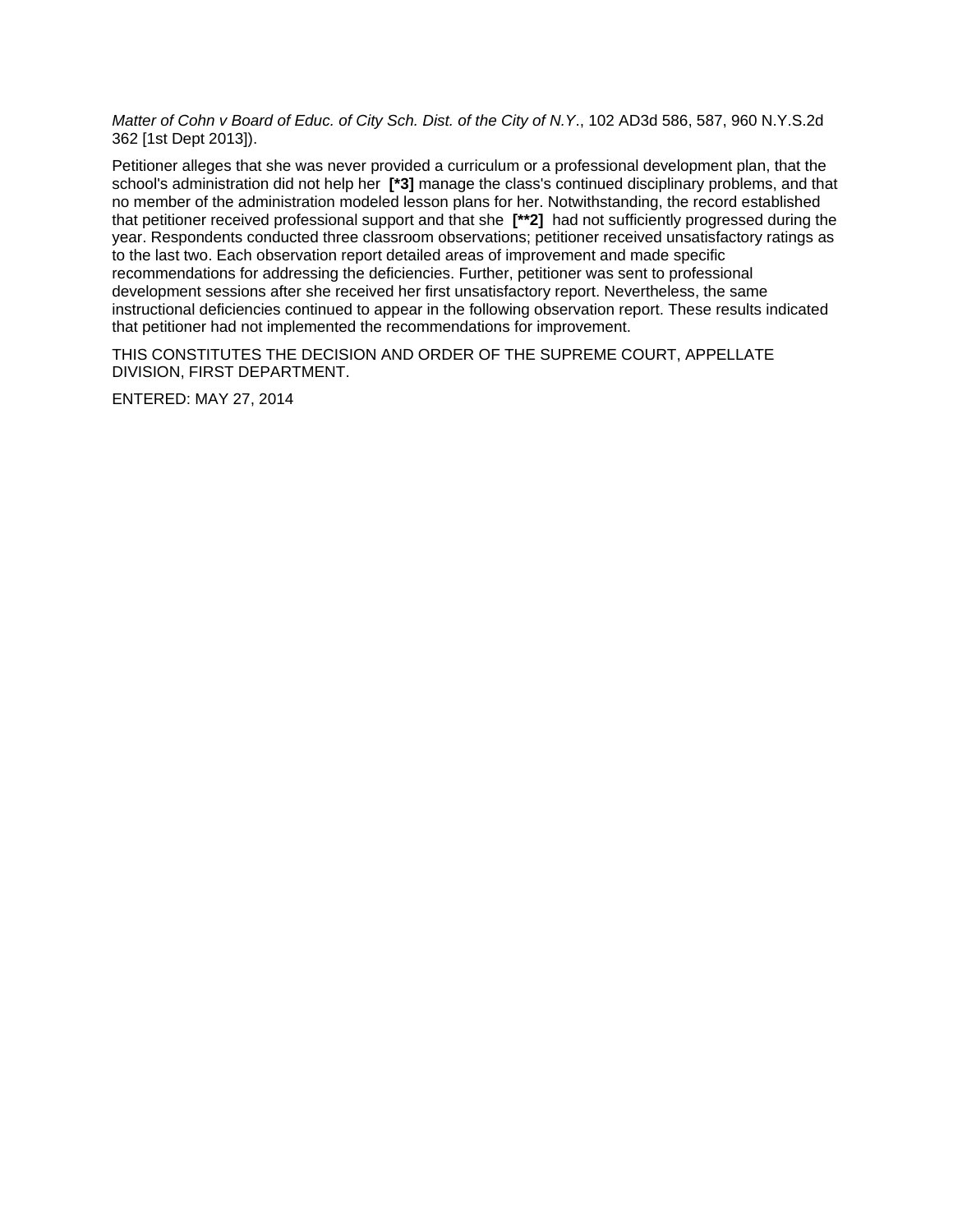*Matter of Cohn v Board of Educ. of City Sch. Dist. of the City of N.Y.*, 102 AD3d 586, 587, 960 N.Y.S.2d 362 [1st Dept 2013]).

Petitioner alleges that she was never provided a curriculum or a professional development plan, that the school's administration did not help her **[*3]** manage the class's continued disciplinary problems, and that no member of the administration modeled lesson plans for her. Notwithstanding, the record established that petitioner received professional support and that she **[**2]** had not sufficiently progressed during the year. Respondents conducted three classroom observations; petitioner received unsatisfactory ratings as to the last two. Each observation report detailed areas of improvement and made specific recommendations for addressing the deficiencies. Further, petitioner was sent to professional development sessions after she received her first unsatisfactory report. Nevertheless, the same instructional deficiencies continued to appear in the following observation report. These results indicated that petitioner had not implemented the recommendations for improvement.

THIS CONSTITUTES THE DECISION AND ORDER OF THE SUPREME COURT, APPELLATE DIVISION, FIRST DEPARTMENT.

ENTERED: MAY 27, 2014